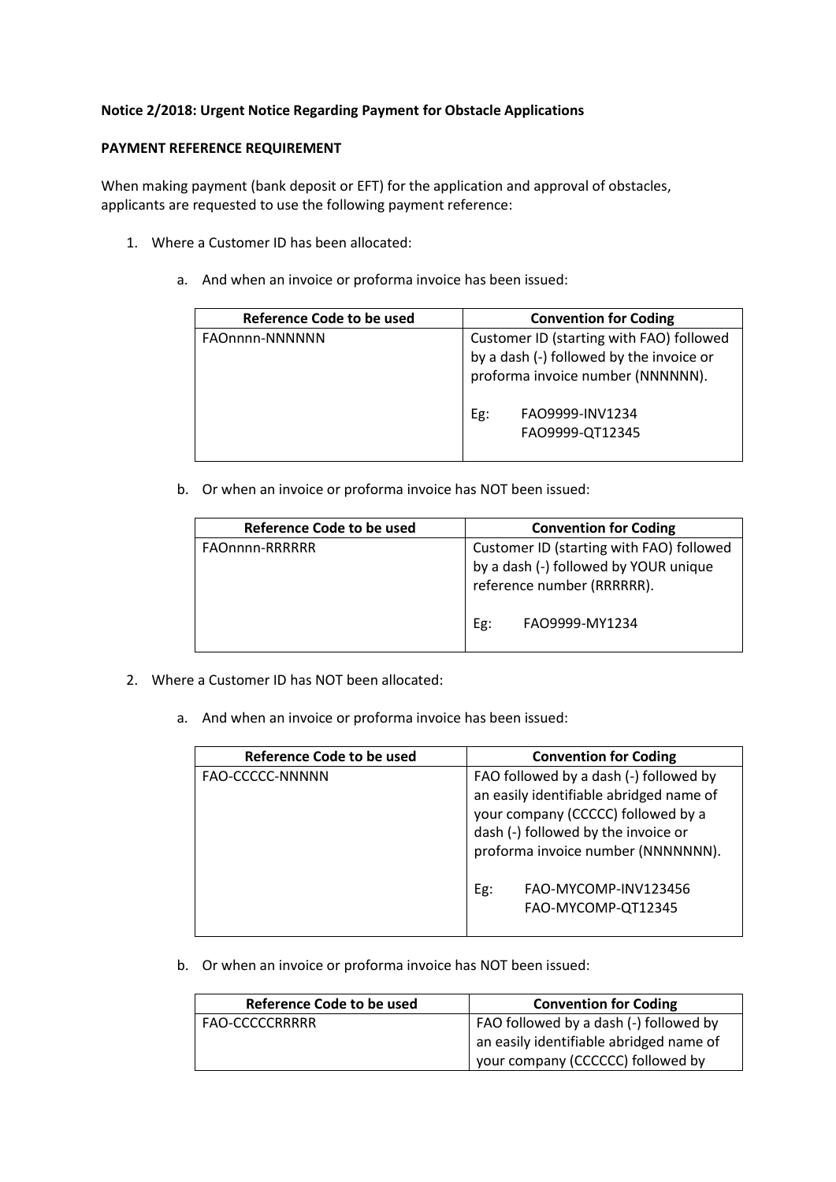**Notice 2/2018: Urgent Notice Regarding Payment for Obstacle Applications**

**PAYMENT REFERENCE REQUIREMENT**

When making payment (bank deposit or EFT) for the application and approval of obstacles, applicants are requested to use the following payment reference:

1. Where a Customer ID has been allocated:

    a. And when an invoice or proforma invoice has been issued:

| Reference Code to be used | Convention for Coding |
|---|---|
| FAOnnnn-NNNNNN | Customer ID (starting with FAO) followed by a dash (-) followed by the invoice or proforma invoice number (NNNNNN).<br><br>Eg: FAO9999-INV1234<br>FAO9999-QT12345 |

    b. Or when an invoice or proforma invoice has NOT been issued:

| Reference Code to be used | Convention for Coding |
|---|---|
| FAOnnnn-RRRRRR | Customer ID (starting with FAO) followed by a dash (-) followed by YOUR unique reference number (RRRRRR).<br><br>Eg: FAO9999-MY1234 |

2. Where a Customer ID has NOT been allocated:

    a. And when an invoice or proforma invoice has been issued:

| Reference Code to be used | Convention for Coding |
|---|---|
| FAO-CCCCC-NNNNN | FAO followed by a dash (-) followed by an easily identifiable abridged name of your company (CCCCC) followed by a dash (-) followed by the invoice or proforma invoice number (NNNNNNN).<br><br>Eg: FAO-MYCOMP-INV123456<br>FAO-MYCOMP-QT12345 |

    b. Or when an invoice or proforma invoice has NOT been issued:

| Reference Code to be used | Convention for Coding |
|---|---|
| FAO-CCCCCRRRRR | FAO followed by a dash (-) followed by an easily identifiable abridged name of your company (CCCCCC) followed by |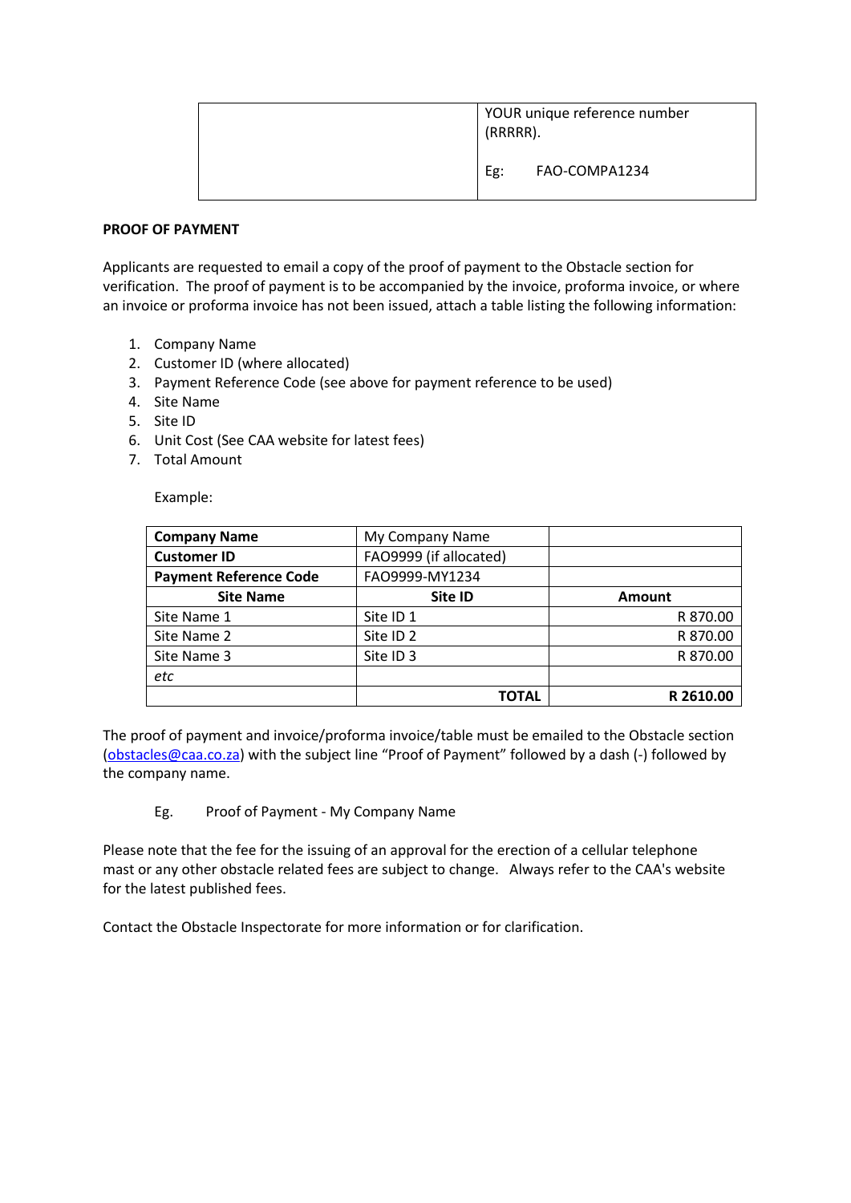| | |
|---|---|
| | YOUR unique reference number (RRRRR).<br><br>Eg: FAO-COMPA1234 |

**PROOF OF PAYMENT**

Applicants are requested to email a copy of the proof of payment to the Obstacle section for verification. The proof of payment is to be accompanied by the invoice, proforma invoice, or where an invoice or proforma invoice has not been issued, attach a table listing the following information:

1. Company Name
2. Customer ID (where allocated)
3. Payment Reference Code (see above for payment reference to be used)
4. Site Name
5. Site ID
6. Unit Cost (See CAA website for latest fees)
7. Total Amount

Example:

| | | |
|---|---|---|
| **Company Name** | My Company Name | |
| **Customer ID** | FAO9999 (if allocated) | |
| **Payment Reference Code** | FAO9999-MY1234 | |
| **Site Name** | **Site ID** | **Amount** |
| Site Name 1 | Site ID 1 | R 870.00 |
| Site Name 2 | Site ID 2 | R 870.00 |
| Site Name 3 | Site ID 3 | R 870.00 |
| *etc* | | |
| | **TOTAL** | **R 2610.00** |

The proof of payment and invoice/proforma invoice/table must be emailed to the Obstacle section (obstacles@caa.co.za) with the subject line "Proof of Payment" followed by a dash (-) followed by the company name.

Eg. Proof of Payment - My Company Name

Please note that the fee for the issuing of an approval for the erection of a cellular telephone mast or any other obstacle related fees are subject to change. Always refer to the CAA's website for the latest published fees.

Contact the Obstacle Inspectorate for more information or for clarification.